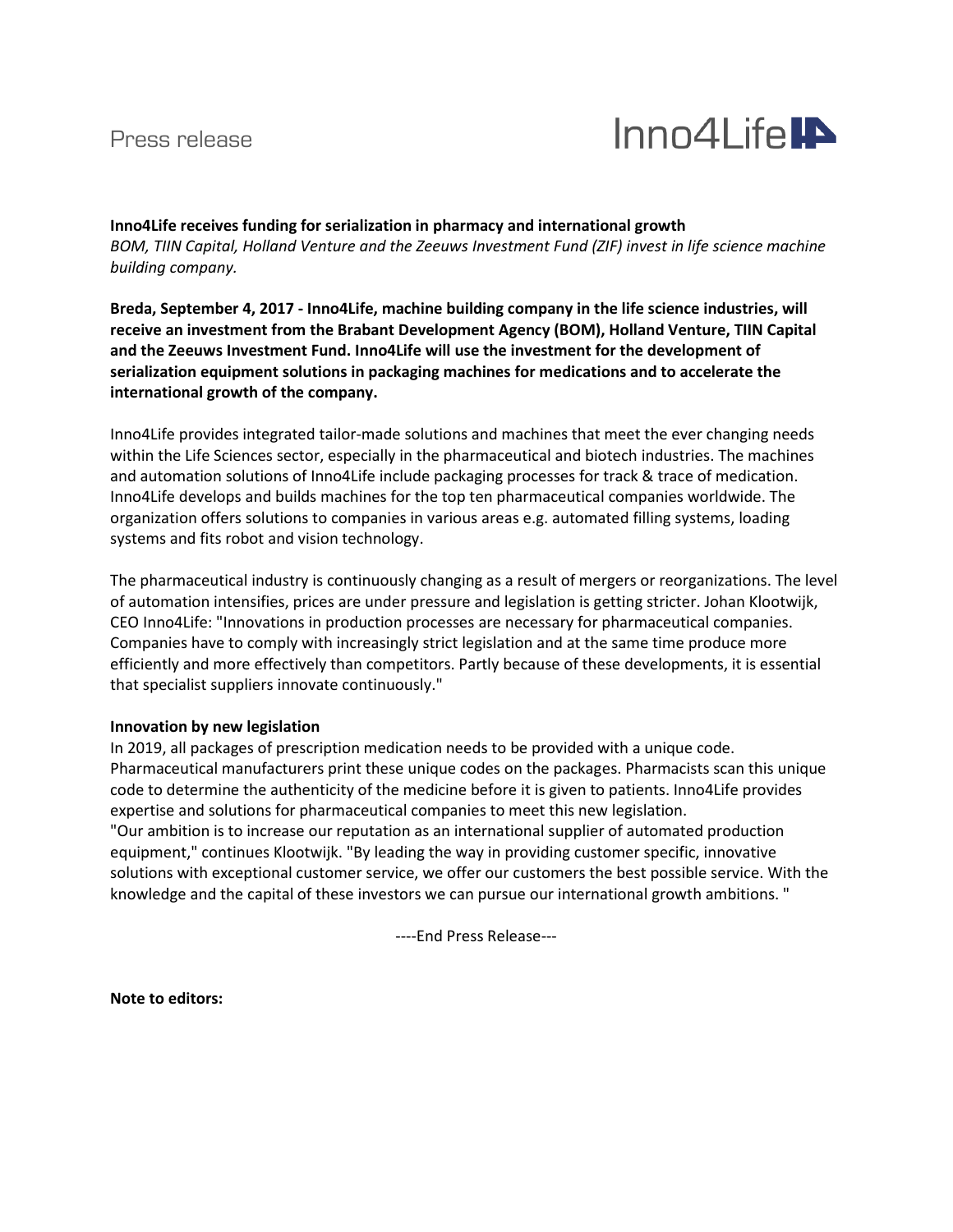Press release

Inno4Life

**Inno4Life receives funding for serialization in pharmacy and international growth**
*BOM, TIIN Capital, Holland Venture and the Zeeuws Investment Fund (ZIF) invest in life science machine building company.*

**Breda, September 4, 2017 - Inno4Life, machine building company in the life science industries, will receive an investment from the Brabant Development Agency (BOM), Holland Venture, TIIN Capital and the Zeeuws Investment Fund. Inno4Life will use the investment for the development of serialization equipment solutions in packaging machines for medications and to accelerate the international growth of the company.**

Inno4Life provides integrated tailor-made solutions and machines that meet the ever changing needs within the Life Sciences sector, especially in the pharmaceutical and biotech industries. The machines and automation solutions of Inno4Life include packaging processes for track & trace of medication. Inno4Life develops and builds machines for the top ten pharmaceutical companies worldwide. The organization offers solutions to companies in various areas e.g. automated filling systems, loading systems and fits robot and vision technology.

The pharmaceutical industry is continuously changing as a result of mergers or reorganizations. The level of automation intensifies, prices are under pressure and legislation is getting stricter. Johan Klootwijk, CEO Inno4Life: "Innovations in production processes are necessary for pharmaceutical companies. Companies have to comply with increasingly strict legislation and at the same time produce more efficiently and more effectively than competitors. Partly because of these developments, it is essential that specialist suppliers innovate continuously."

**Innovation by new legislation**
In 2019, all packages of prescription medication needs to be provided with a unique code. Pharmaceutical manufacturers print these unique codes on the packages. Pharmacists scan this unique code to determine the authenticity of the medicine before it is given to patients. Inno4Life provides expertise and solutions for pharmaceutical companies to meet this new legislation.
"Our ambition is to increase our reputation as an international supplier of automated production equipment," continues Klootwijk. "By leading the way in providing customer specific, innovative solutions with exceptional customer service, we offer our customers the best possible service. With the knowledge and the capital of these investors we can pursue our international growth ambitions. "

----End Press Release---

**Note to editors:**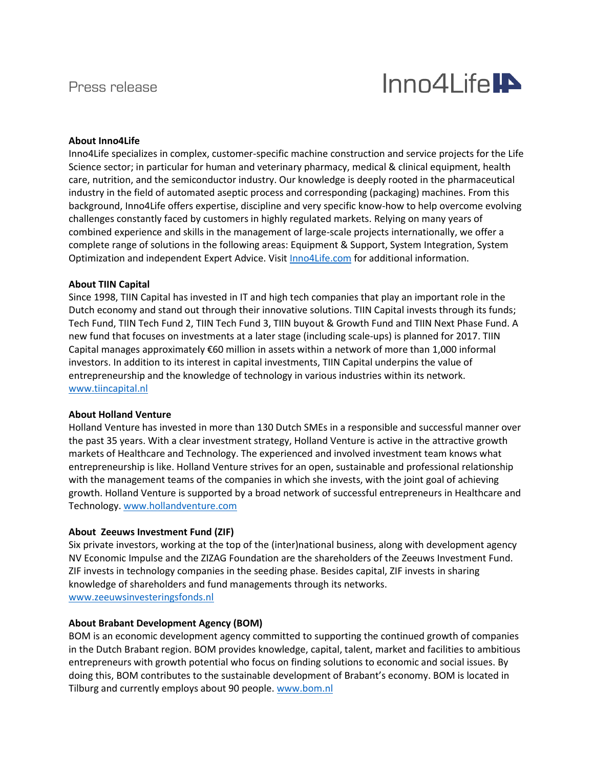Press release

Inno4Life

**About Inno4Life**
Inno4Life specializes in complex, customer-specific machine construction and service projects for the Life Science sector; in particular for human and veterinary pharmacy, medical & clinical equipment, health care, nutrition, and the semiconductor industry. Our knowledge is deeply rooted in the pharmaceutical industry in the field of automated aseptic process and corresponding (packaging) machines. From this background, Inno4Life offers expertise, discipline and very specific know-how to help overcome evolving challenges constantly faced by customers in highly regulated markets. Relying on many years of combined experience and skills in the management of large-scale projects internationally, we offer a complete range of solutions in the following areas: Equipment & Support, System Integration, System Optimization and independent Expert Advice. Visit [Inno4Life.com](Inno4Life.com) for additional information.

**About TIIN Capital**
Since 1998, TIIN Capital has invested in IT and high tech companies that play an important role in the Dutch economy and stand out through their innovative solutions. TIIN Capital invests through its funds; Tech Fund, TIIN Tech Fund 2, TIIN Tech Fund 3, TIIN buyout & Growth Fund and TIIN Next Phase Fund. A new fund that focuses on investments at a later stage (including scale-ups) is planned for 2017. TIIN Capital manages approximately €60 million in assets within a network of more than 1,000 informal investors. In addition to its interest in capital investments, TIIN Capital underpins the value of entrepreneurship and the knowledge of technology in various industries within its network.
[www.tiincapital.nl](www.tiincapital.nl)

**About Holland Venture**
Holland Venture has invested in more than 130 Dutch SMEs in a responsible and successful manner over the past 35 years. With a clear investment strategy, Holland Venture is active in the attractive growth markets of Healthcare and Technology. The experienced and involved investment team knows what entrepreneurship is like. Holland Venture strives for an open, sustainable and professional relationship with the management teams of the companies in which she invests, with the joint goal of achieving growth. Holland Venture is supported by a broad network of successful entrepreneurs in Healthcare and Technology. [www.hollandventure.com](www.hollandventure.com)

**About Zeeuws Investment Fund (ZIF)**
Six private investors, working at the top of the (inter)national business, along with development agency NV Economic Impulse and the ZIZAG Foundation are the shareholders of the Zeeuws Investment Fund. ZIF invests in technology companies in the seeding phase. Besides capital, ZIF invests in sharing knowledge of shareholders and fund managements through its networks.
[www.zeeuwsinvesteringsfonds.nl](www.zeeuwsinvesteringsfonds.nl)

**About Brabant Development Agency (BOM)**
BOM is an economic development agency committed to supporting the continued growth of companies in the Dutch Brabant region. BOM provides knowledge, capital, talent, market and facilities to ambitious entrepreneurs with growth potential who focus on finding solutions to economic and social issues. By doing this, BOM contributes to the sustainable development of Brabant's economy. BOM is located in Tilburg and currently employs about 90 people. [www.bom.nl](www.bom.nl)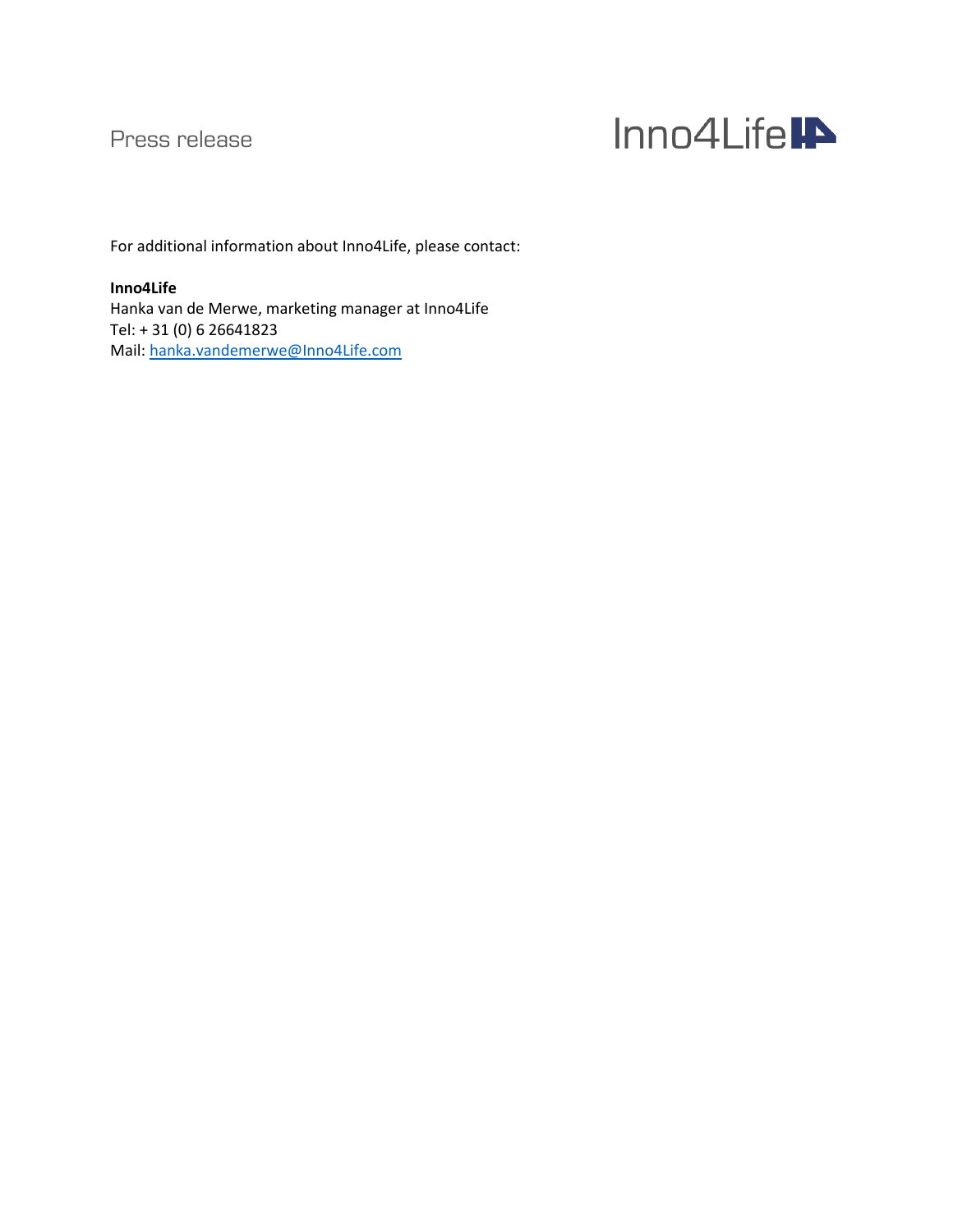Press release

Inno4Life

For additional information about Inno4Life, please contact:

**Inno4Life**
Hanka van de Merwe, marketing manager at Inno4Life
Tel: + 31 (0) 6 26641823
Mail: hanka.vandemerwe@Inno4Life.com